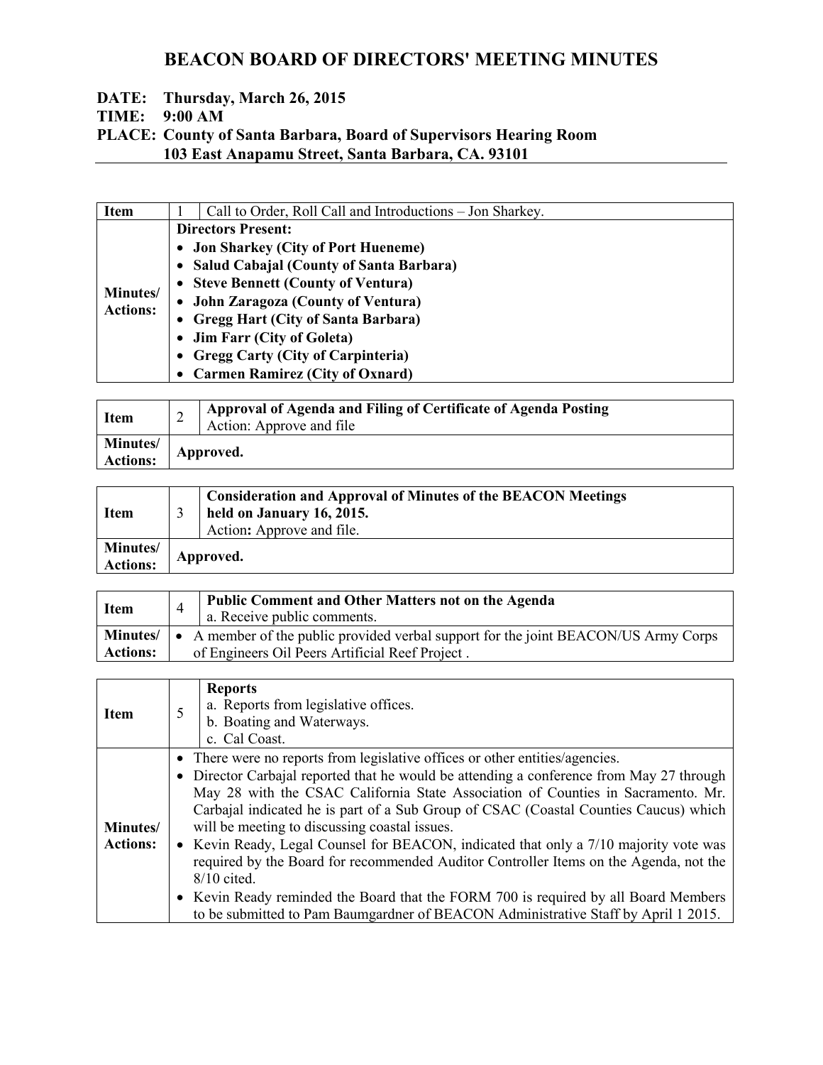# BEACON BOARD OF DIRECTORS' MEETING MINUTES

**DATE: Thursday, March 26, 2015**
**TIME: 9:00 AM**
**PLACE: County of Santa Barbara, Board of Supervisors Hearing Room**
**103 East Anapamu Street, Santa Barbara, CA. 93101**

| Item | 1 | Call to Order, Roll Call and Introductions – Jon Sharkey. |
|---|---|---|
| **Minutes/ Actions:** | **Directors Present:**<br>• **Jon Sharkey (City of Port Hueneme)**<br>• **Salud Cabajal (County of Santa Barbara)**<br>• **Steve Bennett (County of Ventura)**<br>• **John Zaragoza (County of Ventura)**<br>• **Gregg Hart (City of Santa Barbara)**<br>• **Jim Farr (City of Goleta)**<br>• **Gregg Carty (City of Carpinteria)**<br>• **Carmen Ramirez (City of Oxnard)** | |

| Item | 2 | **Approval of Agenda and Filing of Certificate of Agenda Posting**<br>Action: Approve and file |
|---|---|---|
| **Minutes/ Actions:** | **Approved.** | |

| Item | 3 | **Consideration and Approval of Minutes of the BEACON Meetings held on January 16, 2015.**<br>Action**:** Approve and file. |
|---|---|---|
| **Minutes/ Actions:** | **Approved.** | |

| Item | 4 | **Public Comment and Other Matters not on the Agenda**<br>a. Receive public comments. |
|---|---|---|
| **Minutes/ Actions:** | • A member of the public provided verbal support for the joint BEACON/US Army Corps of Engineers Oil Peers Artificial Reef Project . | |

| Item | 5 | **Reports**<br>a. Reports from legislative offices.<br>b. Boating and Waterways.<br>c. Cal Coast. |
|---|---|---|
| **Minutes/ Actions:** | • There were no reports from legislative offices or other entities/agencies.<br>• Director Carbajal reported that he would be attending a conference from May 27 through May 28 with the CSAC California State Association of Counties in Sacramento. Mr. Carbajal indicated he is part of a Sub Group of CSAC (Coastal Counties Caucus) which will be meeting to discussing coastal issues.<br>• Kevin Ready, Legal Counsel for BEACON, indicated that only a 7/10 majority vote was required by the Board for recommended Auditor Controller Items on the Agenda, not the 8/10 cited.<br>• Kevin Ready reminded the Board that the FORM 700 is required by all Board Members to be submitted to Pam Baumgardner of BEACON Administrative Staff by April 1 2015. | |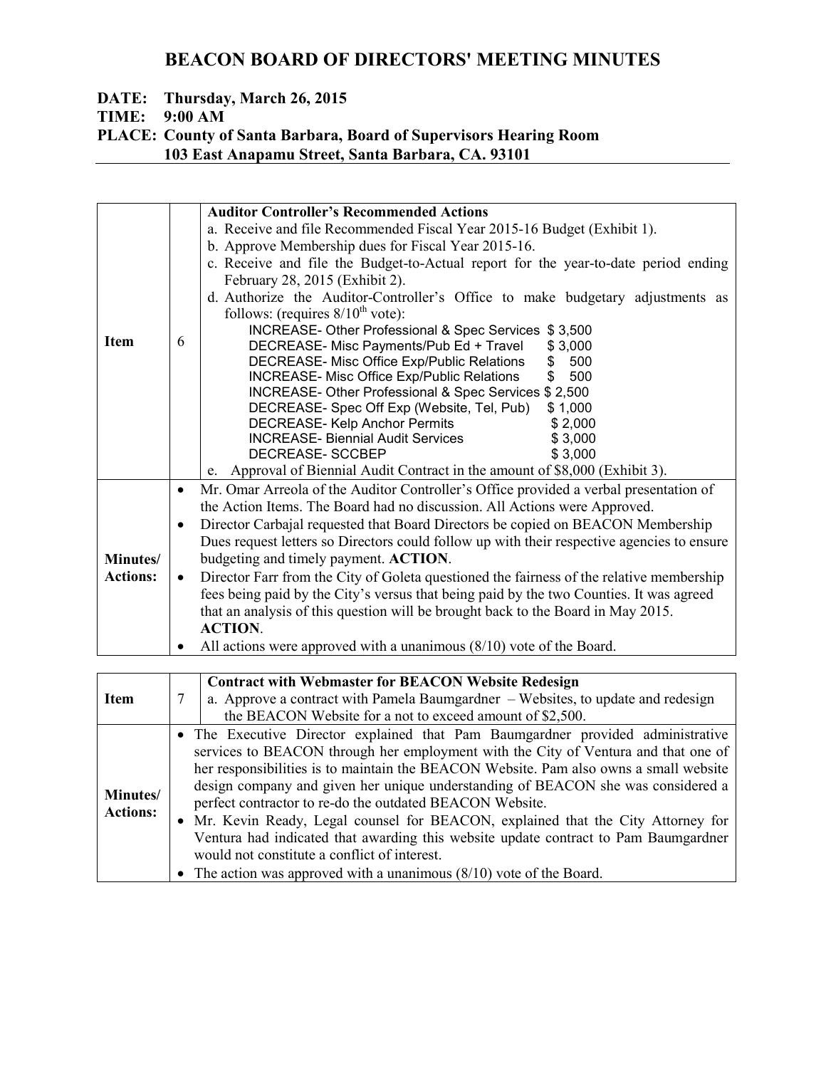# BEACON BOARD OF DIRECTORS' MEETING MINUTES

**DATE: Thursday, March 26, 2015**
**TIME: 9:00 AM**
**PLACE: County of Santa Barbara, Board of Supervisors Hearing Room**
**103 East Anapamu Street, Santa Barbara, CA. 93101**

| **Item** | 6 | **Auditor Controller's Recommended Actions**<br>a. Receive and file Recommended Fiscal Year 2015-16 Budget (Exhibit 1).<br>b. Approve Membership dues for Fiscal Year 2015-16.<br>c. Receive and file the Budget-to-Actual report for the year-to-date period ending February 28, 2015 (Exhibit 2).<br>d. Authorize the Auditor-Controller's Office to make budgetary adjustments as follows: (requires $8/10^{th}$ vote):<br>INCREASE- Other Professional & Spec Services $ 3,500<br>DECREASE- Misc Payments/Pub Ed + Travel $ 3,000<br>DECREASE- Misc Office Exp/Public Relations $ 500<br>INCREASE- Misc Office Exp/Public Relations $ 500<br>INCREASE- Other Professional & Spec Services $ 2,500<br>DECREASE- Spec Off Exp (Website, Tel, Pub) $ 1,000<br>DECREASE- Kelp Anchor Permits $ 2,000<br>INCREASE- Biennial Audit Services $ 3,000<br>DECREASE- SCCBEP $ 3,000<br>e. Approval of Biennial Audit Contract in the amount of $8,000 (Exhibit 3). |
|---|---|---|
| **Minutes/ Actions:** | | • Mr. Omar Arreola of the Auditor Controller's Office provided a verbal presentation of the Action Items. The Board had no discussion. All Actions were Approved.<br>• Director Carbajal requested that Board Directors be copied on BEACON Membership Dues request letters so Directors could follow up with their respective agencies to ensure budgeting and timely payment. **ACTION**.<br>• Director Farr from the City of Goleta questioned the fairness of the relative membership fees being paid by the City's versus that being paid by the two Counties. It was agreed that an analysis of this question will be brought back to the Board in May 2015. **ACTION**.<br>• All actions were approved with a unanimous (8/10) vote of the Board. |

| **Item** | 7 | **Contract with Webmaster for BEACON Website Redesign**<br>a. Approve a contract with Pamela Baumgardner – Websites, to update and redesign the BEACON Website for a not to exceed amount of $2,500. |
|---|---|---|
| **Minutes/ Actions:** | | • The Executive Director explained that Pam Baumgardner provided administrative services to BEACON through her employment with the City of Ventura and that one of her responsibilities is to maintain the BEACON Website. Pam also owns a small website design company and given her unique understanding of BEACON she was considered a perfect contractor to re-do the outdated BEACON Website.<br>• Mr. Kevin Ready, Legal counsel for BEACON, explained that the City Attorney for Ventura had indicated that awarding this website update contract to Pam Baumgardner would not constitute a conflict of interest.<br>• The action was approved with a unanimous (8/10) vote of the Board. |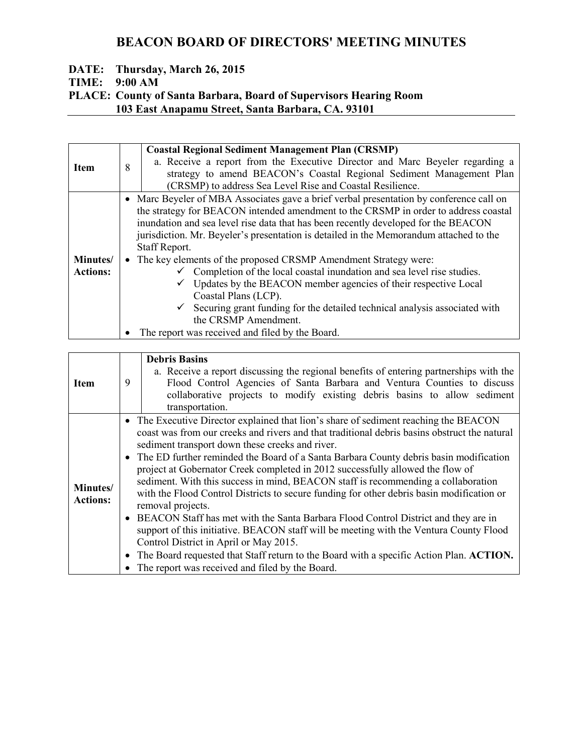# BEACON BOARD OF DIRECTORS' MEETING MINUTES

**DATE: Thursday, March 26, 2015**
**TIME: 9:00 AM**
**PLACE: County of Santa Barbara, Board of Supervisors Hearing Room**
**103 East Anapamu Street, Santa Barbara, CA. 93101**

| **Item** | 8 | **Coastal Regional Sediment Management Plan (CRSMP)**<br>a. Receive a report from the Executive Director and Marc Beyeler regarding a strategy to amend BEACON's Coastal Regional Sediment Management Plan (CRSMP) to address Sea Level Rise and Coastal Resilience. |
|---|---|---|
| **Minutes/ Actions:** | | • Marc Beyeler of MBA Associates gave a brief verbal presentation by conference call on the strategy for BEACON intended amendment to the CRSMP in order to address coastal inundation and sea level rise data that has been recently developed for the BEACON jurisdiction. Mr. Beyeler's presentation is detailed in the Memorandum attached to the Staff Report.<br>• The key elements of the proposed CRSMP Amendment Strategy were:<br>✓ Completion of the local coastal inundation and sea level rise studies.<br>✓ Updates by the BEACON member agencies of their respective Local Coastal Plans (LCP).<br>✓ Securing grant funding for the detailed technical analysis associated with the CRSMP Amendment.<br>• The report was received and filed by the Board. |

| **Item** | 9 | **Debris Basins**<br>a. Receive a report discussing the regional benefits of entering partnerships with the Flood Control Agencies of Santa Barbara and Ventura Counties to discuss collaborative projects to modify existing debris basins to allow sediment transportation. |
|---|---|---|
| **Minutes/ Actions:** | | • The Executive Director explained that lion's share of sediment reaching the BEACON coast was from our creeks and rivers and that traditional debris basins obstruct the natural sediment transport down these creeks and river.<br>• The ED further reminded the Board of a Santa Barbara County debris basin modification project at Gobernator Creek completed in 2012 successfully allowed the flow of sediment. With this success in mind, BEACON staff is recommending a collaboration with the Flood Control Districts to secure funding for other debris basin modification or removal projects.<br>• BEACON Staff has met with the Santa Barbara Flood Control District and they are in support of this initiative. BEACON staff will be meeting with the Ventura County Flood Control District in April or May 2015.<br>• The Board requested that Staff return to the Board with a specific Action Plan. **ACTION.**<br>• The report was received and filed by the Board. |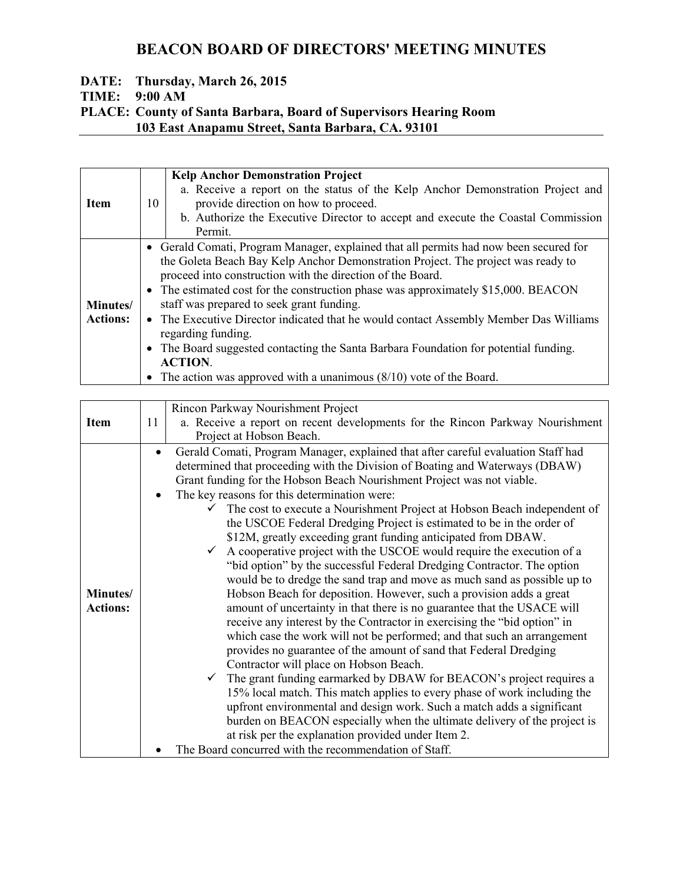# BEACON BOARD OF DIRECTORS' MEETING MINUTES

**DATE: Thursday, March 26, 2015**
**TIME: 9:00 AM**
**PLACE: County of Santa Barbara, Board of Supervisors Hearing Room**
**103 East Anapamu Street, Santa Barbara, CA. 93101**

| **Item** | 10 | **Kelp Anchor Demonstration Project**<br>a. Receive a report on the status of the Kelp Anchor Demonstration Project and provide direction on how to proceed.<br>b. Authorize the Executive Director to accept and execute the Coastal Commission Permit. |
|---|---|---|
| **Minutes/ Actions:** | | • Gerald Comati, Program Manager, explained that all permits had now been secured for the Goleta Beach Bay Kelp Anchor Demonstration Project. The project was ready to proceed into construction with the direction of the Board.<br>• The estimated cost for the construction phase was approximately $15,000. BEACON staff was prepared to seek grant funding.<br>• The Executive Director indicated that he would contact Assembly Member Das Williams regarding funding.<br>• The Board suggested contacting the Santa Barbara Foundation for potential funding. **ACTION**.<br>• The action was approved with a unanimous (8/10) vote of the Board. |

| **Item** | 11 | Rincon Parkway Nourishment Project<br>a. Receive a report on recent developments for the Rincon Parkway Nourishment Project at Hobson Beach. |
|---|---|---|
| **Minutes/ Actions:** | | • Gerald Comati, Program Manager, explained that after careful evaluation Staff had determined that proceeding with the Division of Boating and Waterways (DBAW) Grant funding for the Hobson Beach Nourishment Project was not viable.<br>• The key reasons for this determination were:<br>✓ The cost to execute a Nourishment Project at Hobson Beach independent of the USCOE Federal Dredging Project is estimated to be in the order of $12M, greatly exceeding grant funding anticipated from DBAW.<br>✓ A cooperative project with the USCOE would require the execution of a "bid option" by the successful Federal Dredging Contractor. The option would be to dredge the sand trap and move as much sand as possible up to Hobson Beach for deposition. However, such a provision adds a great amount of uncertainty in that there is no guarantee that the USACE will receive any interest by the Contractor in exercising the "bid option" in which case the work will not be performed; and that such an arrangement provides no guarantee of the amount of sand that Federal Dredging Contractor will place on Hobson Beach.<br>✓ The grant funding earmarked by DBAW for BEACON's project requires a 15% local match. This match applies to every phase of work including the upfront environmental and design work. Such a match adds a significant burden on BEACON especially when the ultimate delivery of the project is at risk per the explanation provided under Item 2.<br>• The Board concurred with the recommendation of Staff. |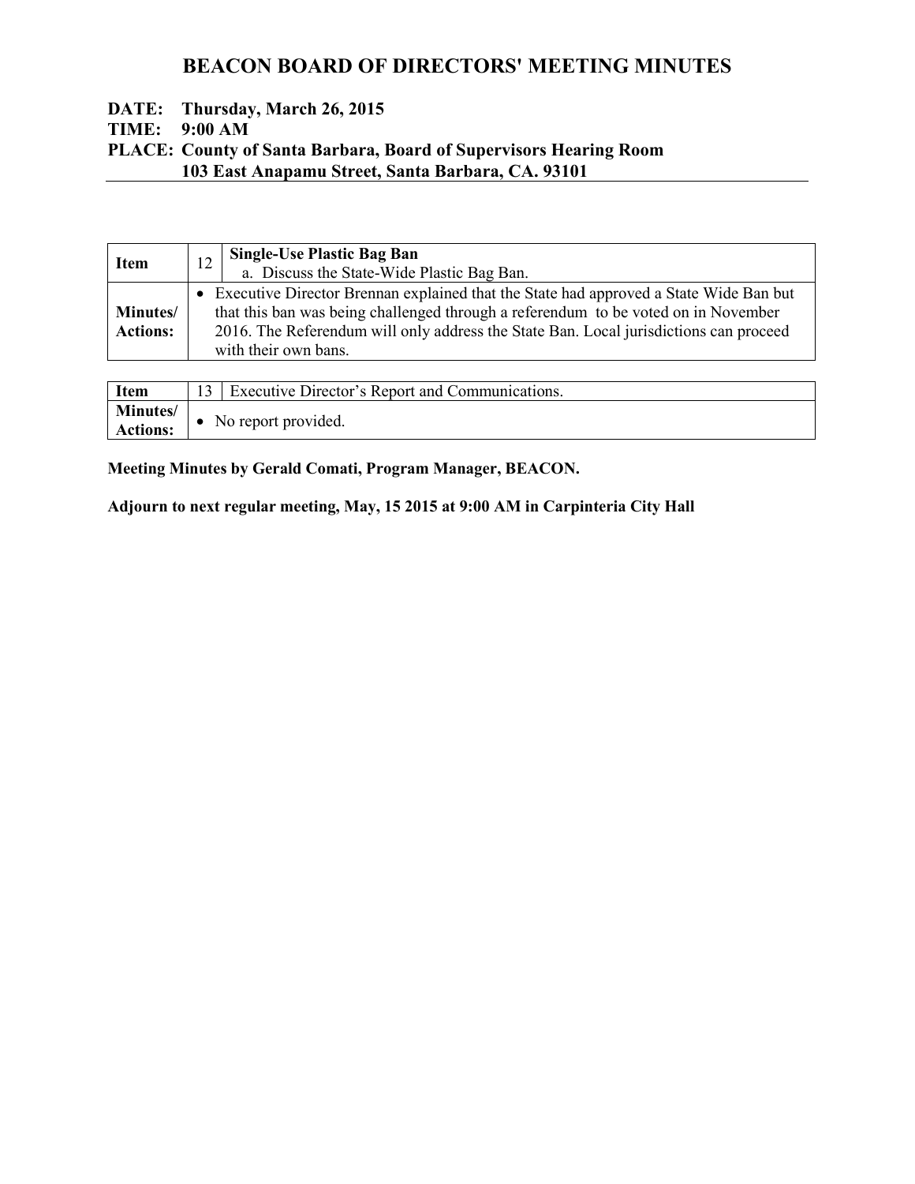# BEACON BOARD OF DIRECTORS' MEETING MINUTES

**DATE: Thursday, March 26, 2015**
**TIME: 9:00 AM**
**PLACE: County of Santa Barbara, Board of Supervisors Hearing Room**
**103 East Anapamu Street, Santa Barbara, CA. 93101**

| | | |
|---|---|---|
| **Item** | 12 | **Single-Use Plastic Bag Ban**<br>a. Discuss the State-Wide Plastic Bag Ban. |
| **Minutes/ Actions:** | | • Executive Director Brennan explained that the State had approved a State Wide Ban but that this ban was being challenged through a referendum to be voted on in November 2016. The Referendum will only address the State Ban. Local jurisdictions can proceed with their own bans. |

| | | |
|---|---|---|
| **Item** | 13 | Executive Director's Report and Communications. |
| **Minutes/ Actions:** | | • No report provided. |

**Meeting Minutes by Gerald Comati, Program Manager, BEACON.**

**Adjourn to next regular meeting, May, 15 2015 at 9:00 AM in Carpinteria City Hall**